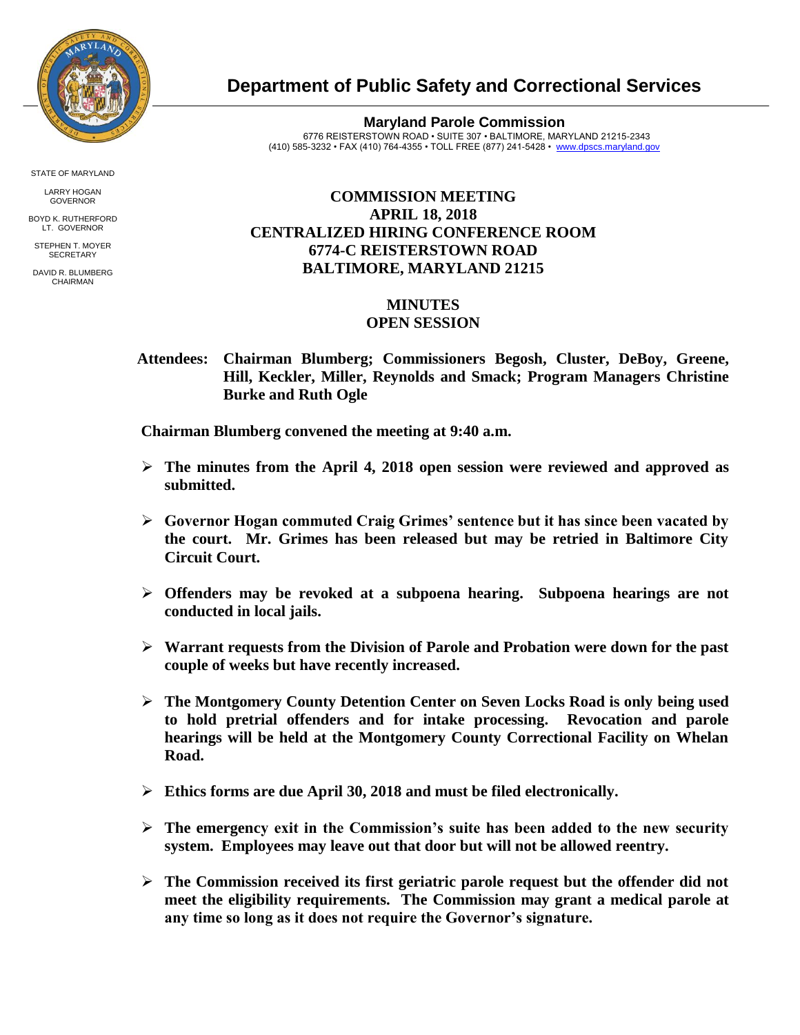# Department of Public Safety and Correctional Services

**Maryland Parole Commission**
6776 REISTERSTOWN ROAD • SUITE 307 • BALTIMORE, MARYLAND 21215-2343
(410) 585-3232 • FAX (410) 764-4355 • TOLL FREE (877) 241-5428 • www.dpscs.maryland.gov

STATE OF MARYLAND

LARRY HOGAN
GOVERNOR

BOYD K. RUTHERFORD
LT. GOVERNOR

STEPHEN T. MOYER
SECRETARY

DAVID R. BLUMBERG
CHAIRMAN

## COMMISSION MEETING
## APRIL 18, 2018
## CENTRALIZED HIRING CONFERENCE ROOM
## 6774-C REISTERSTOWN ROAD
## BALTIMORE, MARYLAND 21215

## MINUTES
## OPEN SESSION

**Attendees: Chairman Blumberg; Commissioners Begosh, Cluster, DeBoy, Greene, Hill, Keckler, Miller, Reynolds and Smack; Program Managers Christine Burke and Ruth Ogle**

**Chairman Blumberg convened the meeting at 9:40 a.m.**

- **The minutes from the April 4, 2018 open session were reviewed and approved as submitted.**
- **Governor Hogan commuted Craig Grimes' sentence but it has since been vacated by the court. Mr. Grimes has been released but may be retried in Baltimore City Circuit Court.**
- **Offenders may be revoked at a subpoena hearing. Subpoena hearings are not conducted in local jails.**
- **Warrant requests from the Division of Parole and Probation were down for the past couple of weeks but have recently increased.**
- **The Montgomery County Detention Center on Seven Locks Road is only being used to hold pretrial offenders and for intake processing. Revocation and parole hearings will be held at the Montgomery County Correctional Facility on Whelan Road.**
- **Ethics forms are due April 30, 2018 and must be filed electronically.**
- **The emergency exit in the Commission's suite has been added to the new security system. Employees may leave out that door but will not be allowed reentry.**
- **The Commission received its first geriatric parole request but the offender did not meet the eligibility requirements. The Commission may grant a medical parole at any time so long as it does not require the Governor's signature.**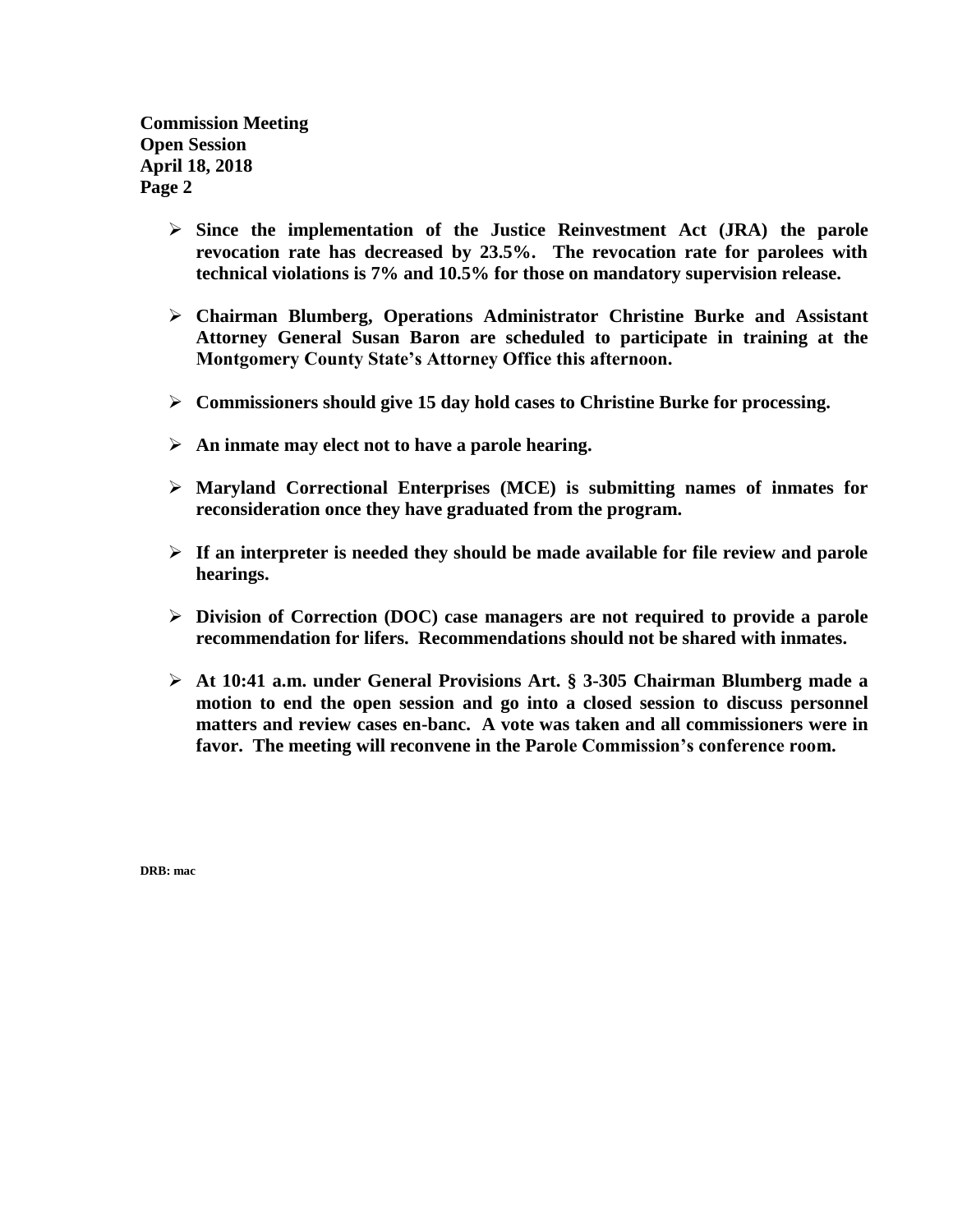- **Since the implementation of the Justice Reinvestment Act (JRA) the parole revocation rate has decreased by 23.5%. The revocation rate for parolees with technical violations is 7% and 10.5% for those on mandatory supervision release.**

- **Chairman Blumberg, Operations Administrator Christine Burke and Assistant Attorney General Susan Baron are scheduled to participate in training at the Montgomery County State's Attorney Office this afternoon.**

- **Commissioners should give 15 day hold cases to Christine Burke for processing.**

- **An inmate may elect not to have a parole hearing.**

- **Maryland Correctional Enterprises (MCE) is submitting names of inmates for reconsideration once they have graduated from the program.**

- **If an interpreter is needed they should be made available for file review and parole hearings.**

- **Division of Correction (DOC) case managers are not required to provide a parole recommendation for lifers. Recommendations should not be shared with inmates.**

- **At 10:41 a.m. under General Provisions Art. § 3-305 Chairman Blumberg made a motion to end the open session and go into a closed session to discuss personnel matters and review cases en-banc. A vote was taken and all commissioners were in favor. The meeting will reconvene in the Parole Commission's conference room.**

**DRB: mac**